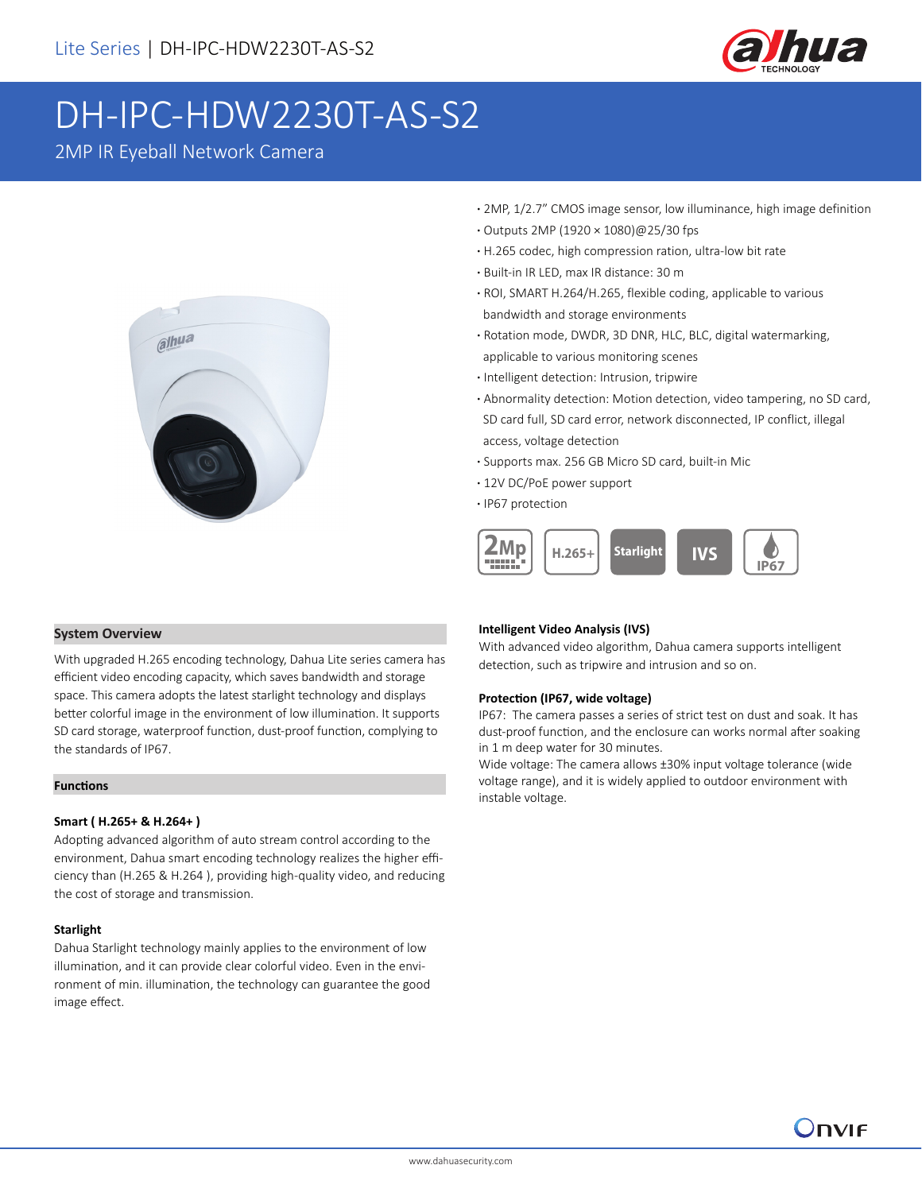# DH-IPC-HDW2230T-AS-S2

2MP IR Eyeball Network Camera

- 2MP, 1/2.7" CMOS image sensor, low illuminance, high image definition
- Outputs 2MP (1920 × 1080)@25/30 fps
- H.265 codec, high compression ration, ultra-low bit rate
- Built-in IR LED, max IR distance: 30 m
- ROI, SMART H.264/H.265, flexible coding, applicable to various bandwidth and storage environments
- Rotation mode, DWDR, 3D DNR, HLC, BLC, digital watermarking, applicable to various monitoring scenes
- Intelligent detection: Intrusion, tripwire
- Abnormality detection: Motion detection, video tampering, no SD card, SD card full, SD card error, network disconnected, IP conflict, illegal access, voltage detection
- Supports max. 256 GB Micro SD card, built-in Mic
- 12V DC/PoE power support
- IP67 protection

## System Overview

With upgraded H.265 encoding technology, Dahua Lite series camera has efficient video encoding capacity, which saves bandwidth and storage space. This camera adopts the latest starlight technology and displays better colorful image in the environment of low illumination. It supports SD card storage, waterproof function, dust-proof function, complying to the standards of IP67.

## Functions

### Smart ( H.265+ & H.264+ )

Adopting advanced algorithm of auto stream control according to the environment, Dahua smart encoding technology realizes the higher efficiency than (H.265 & H.264 ), providing high-quality video, and reducing the cost of storage and transmission.

### Starlight

Dahua Starlight technology mainly applies to the environment of low illumination, and it can provide clear colorful video. Even in the environment of min. illumination, the technology can guarantee the good image effect.

### Intelligent Video Analysis (IVS)

With advanced video algorithm, Dahua camera supports intelligent detection, such as tripwire and intrusion and so on.

### Protection (IP67, wide voltage)

IP67: The camera passes a series of strict test on dust and soak. It has dust-proof function, and the enclosure can works normal after soaking in 1 m deep water for 30 minutes.

Wide voltage: The camera allows ±30% input voltage tolerance (wide voltage range), and it is widely applied to outdoor environment with instable voltage.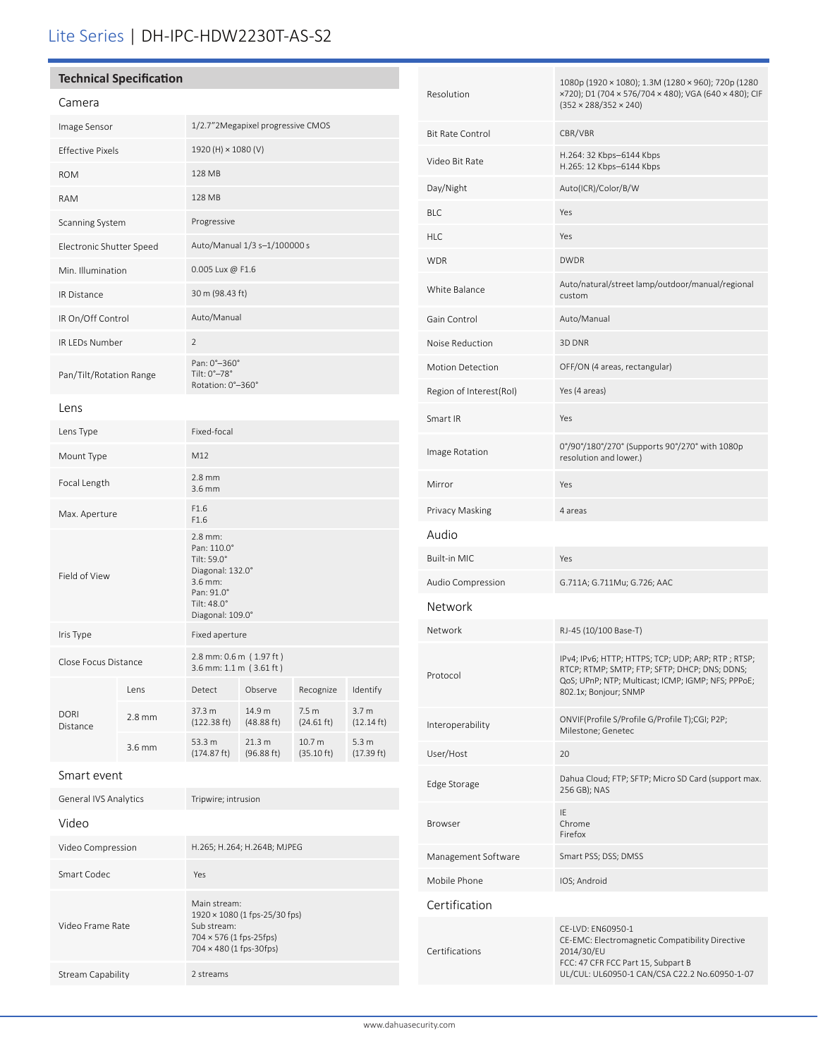# Lite Series | DH-IPC-HDW2230T-AS-S2

## Technical Specification

### Camera

| | |
|---|---|
| Image Sensor | 1/2.7"2Megapixel progressive CMOS |
| Effective Pixels | 1920 (H) × 1080 (V) |
| ROM | 128 MB |
| RAM | 128 MB |
| Scanning System | Progressive |
| Electronic Shutter Speed | Auto/Manual 1/3 s–1/100000 s |
| Min. Illumination | 0.005 Lux @ F1.6 |
| IR Distance | 30 m (98.43 ft) |
| IR On/Off Control | Auto/Manual |
| IR LEDs Number | 2 |
| Pan/Tilt/Rotation Range | Pan: 0°–360°<br>Tilt: 0°–78°<br>Rotation: 0°–360° |

### Lens

| | |
|---|---|
| Lens Type | Fixed-focal |
| Mount Type | M12 |
| Focal Length | 2.8 mm<br>3.6 mm |
| Max. Aperture | F1.6<br>F1.6 |
| Field of View | 2.8 mm:<br>Pan: 110.0°<br>Tilt: 59.0°<br>Diagonal: 132.0°<br>3.6 mm:<br>Pan: 91.0°<br>Tilt: 48.0°<br>Diagonal: 109.0° |
| Iris Type | Fixed aperture |
| Close Focus Distance | 2.8 mm: 0.6 m ( 1.97 ft )<br>3.6 mm: 1.1 m ( 3.61 ft ) |

| DORI Distance | Lens | Detect | Observe | Recognize | Identify |
|---|---|---|---|---|---|
| | 2.8 mm | 37.3 m (122.38 ft) | 14.9 m (48.88 ft) | 7.5 m (24.61 ft) | 3.7 m (12.14 ft) |
| | 3.6 mm | 53.3 m (174.87 ft) | 21.3 m (96.88 ft) | 10.7 m (35.10 ft) | 5.3 m (17.39 ft) |

### Smart event

| | |
|---|---|
| General IVS Analytics | Tripwire; intrusion |

### Video

| | |
|---|---|
| Video Compression | H.265; H.264; H.264B; MJPEG |
| Smart Codec | Yes |
| Video Frame Rate | Main stream:<br>1920 × 1080 (1 fps-25/30 fps)<br>Sub stream:<br>704 × 576 (1 fps-25fps)<br>704 × 480 (1 fps-30fps) |
| Stream Capability | 2 streams |
| Resolution | 1080p (1920 × 1080); 1.3M (1280 × 960); 720p (1280 ×720); D1 (704 × 576/704 × 480); VGA (640 × 480); CIF (352 × 288/352 × 240) |
| Bit Rate Control | CBR/VBR |
| Video Bit Rate | H.264: 32 Kbps–6144 Kbps<br>H.265: 12 Kbps–6144 Kbps |
| Day/Night | Auto(ICR)/Color/B/W |
| BLC | Yes |
| HLC | Yes |
| WDR | DWDR |
| White Balance | Auto/natural/street lamp/outdoor/manual/regional custom |
| Gain Control | Auto/Manual |
| Noise Reduction | 3D DNR |
| Motion Detection | OFF/ON (4 areas, rectangular) |
| Region of Interest(RoI) | Yes (4 areas) |
| Smart IR | Yes |
| Image Rotation | 0°/90°/180°/270° (Supports 90°/270° with 1080p resolution and lower.) |
| Mirror | Yes |
| Privacy Masking | 4 areas |

### Audio

| | |
|---|---|
| Built-in MIC | Yes |
| Audio Compression | G.711A; G.711Mu; G.726; AAC |

### Network

| | |
|---|---|
| Network | RJ-45 (10/100 Base-T) |
| Protocol | IPv4; IPv6; HTTP; HTTPS; TCP; UDP; ARP; RTP ; RTSP; RTCP; RTMP; SMTP; FTP; SFTP; DHCP; DNS; DDNS; QoS; UPnP; NTP; Multicast; ICMP; IGMP; NFS; PPPoE; 802.1x; Bonjour; SNMP |
| Interoperability | ONVIF(Profile S/Profile G/Profile T);CGI; P2P; Milestone; Genetec |
| User/Host | 20 |
| Edge Storage | Dahua Cloud; FTP; SFTP; Micro SD Card (support max. 256 GB); NAS |
| Browser | IE<br>Chrome<br>Firefox |
| Management Software | Smart PSS; DSS; DMSS |
| Mobile Phone | IOS; Android |

### Certification

| | |
|---|---|
| Certifications | CE-LVD: EN60950-1<br>CE-EMC: Electromagnetic Compatibility Directive 2014/30/EU<br>FCC: 47 CFR FCC Part 15, Subpart B<br>UL/CUL: UL60950-1 CAN/CSA C22.2 No.60950-1-07 |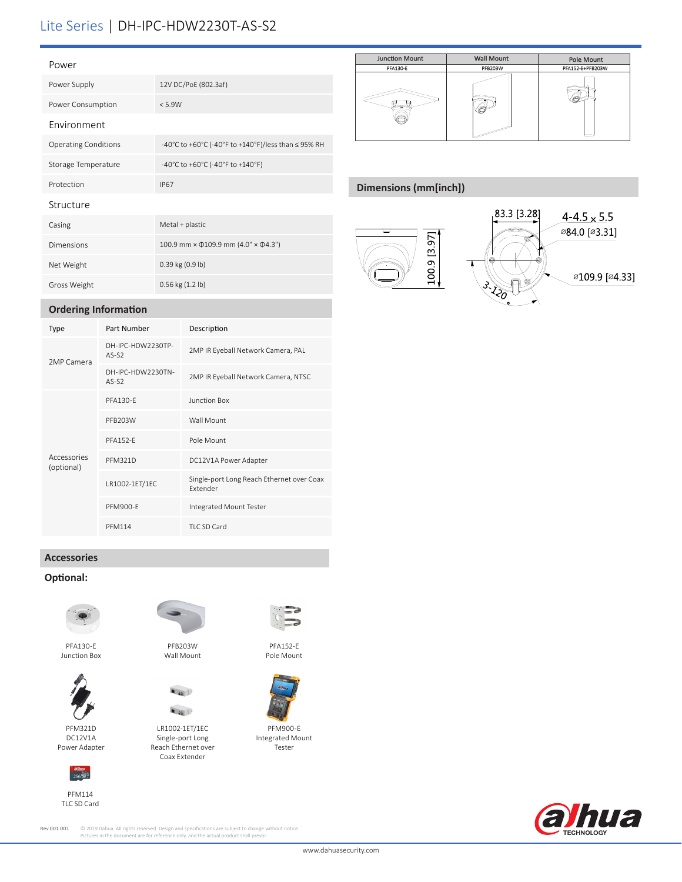# Lite Series | DH-IPC-HDW2230T-AS-S2

## Power

| | |
|---|---|
| Power Supply | 12V DC/PoE (802.3af) |
| Power Consumption | < 5.9W |

## Environment

| | |
|---|---|
| Operating Conditions | -40°C to +60°C (-40°F to +140°F)/less than ≤ 95% RH |
| Storage Temperature | -40°C to +60°C (-40°F to +140°F) |
| Protection | IP67 |

## Structure

| | |
|---|---|
| Casing | Metal + plastic |
| Dimensions | 100.9 mm × Φ109.9 mm (4.0" × Φ4.3") |
| Net Weight | 0.39 kg (0.9 lb) |
| Gross Weight | 0.56 kg (1.2 lb) |

## Ordering Information

| Type | Part Number | Description |
|---|---|---|
| 2MP Camera | DH-IPC-HDW2230TP-AS-S2 | 2MP IR Eyeball Network Camera, PAL |
| | DH-IPC-HDW2230TN-AS-S2 | 2MP IR Eyeball Network Camera, NTSC |
| Accessories (optional) | PFA130-E | Junction Box |
| | PFB203W | Wall Mount |
| | PFA152-E | Pole Mount |
| | PFM321D | DC12V1A Power Adapter |
| | LR1002-1ET/1EC | Single-port Long Reach Ethernet over Coax Extender |
| | PFM900-E | Integrated Mount Tester |
| | PFM114 | TLC SD Card |

| Junction Mount | Wall Mount | Pole Mount |
|---|---|---|
| PFA130-E | PFB203W | PFA152-E+PFB203W |

## Dimensions (mm[inch])

83.3 [3.28]
4-4.5 × 5.5
⌀84.0 [⌀3.31]
100.9 [3.97]
⌀109.9 [⌀4.33]
3-120°

## Accessories

### Optional:

PFA130-E
Junction Box

PFB203W
Wall Mount

PFA152-E
Pole Mount

PFM321D
DC12V1A
Power Adapter

LR1002-1ET/1EC
Single-port Long Reach Ethernet over Coax Extender

PFM900-E
Integrated Mount Tester

PFM114
TLC SD Card

Rev 001.001 © 2019 Dahua. All rights reserved. Design and specifications are subject to change without notice. Pictures in the document are for reference only, and the actual product shall prevail.

www.dahuasecurity.com